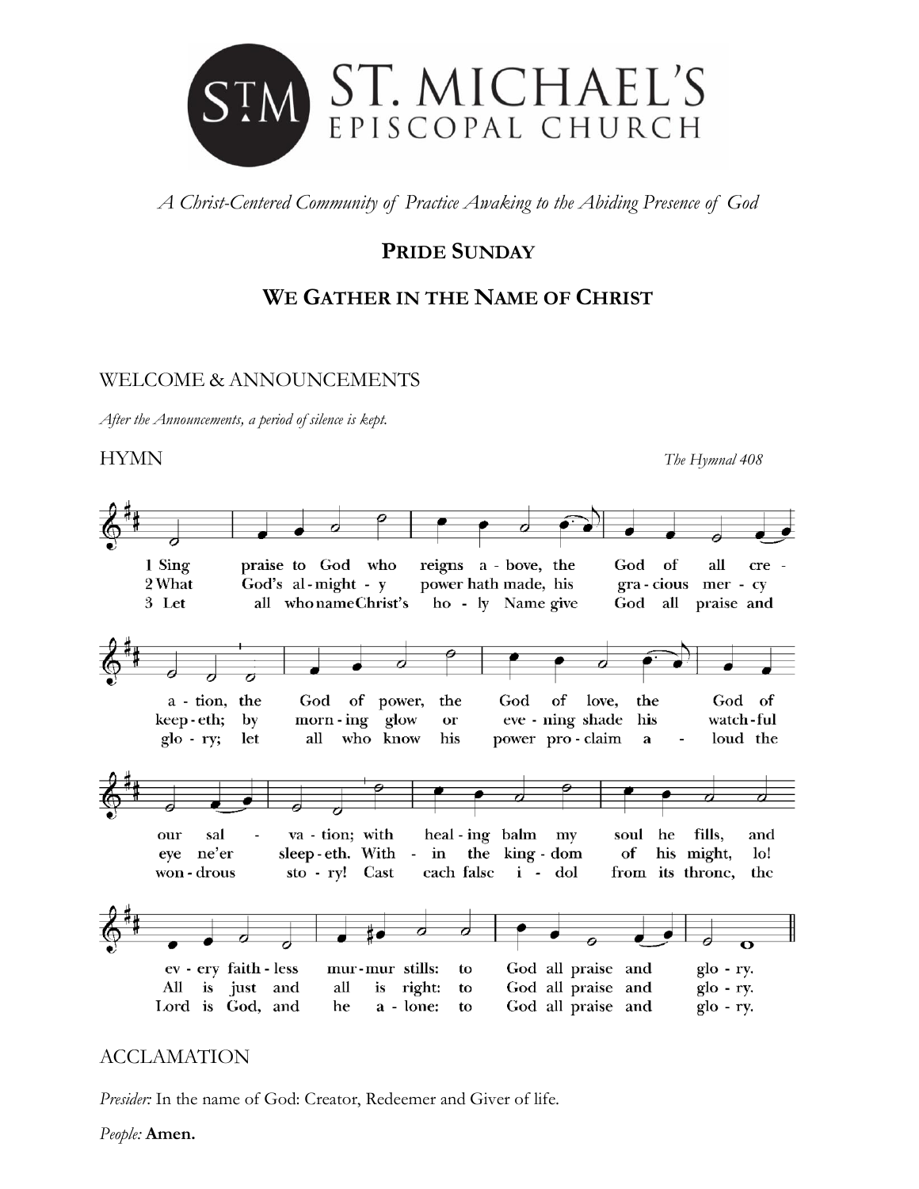# ST. MICHAEL'S EPISCOPAL CHURCH

*A Christ-Centered Community of Practice Awaking to the Abiding Presence of God*

## PRIDE SUNDAY

## WE GATHER IN THE NAME OF CHRIST

### WELCOME & ANNOUNCEMENTS

*After the Announcements, a period of silence is kept.*

### HYMN

*The Hymnal 408*

1 Sing praise to God who reigns above, the God of all creation, the God of power, the God of love, the God of our salvation; with healing balm my soul he fills, and every faithless murmur stills: to God all praise and glory.

2 What God's almighty power hath made, his gracious mercy keepeth; by morning glow or evening shade his watchful eye ne'er sleepeth. Within the kingdom of his might, lo! All is just and all is right: to God all praise and glory.

3 Let all who name Christ's holy Name give God all praise and glory; let all who know his power proclaim aloud the wondrous story! Cast each false idol from its throne, the Lord is God, and he alone: to God all praise and glory.

### ACCLAMATION

*Presider:* In the name of God: Creator, Redeemer and Giver of life.

*People:* **Amen.**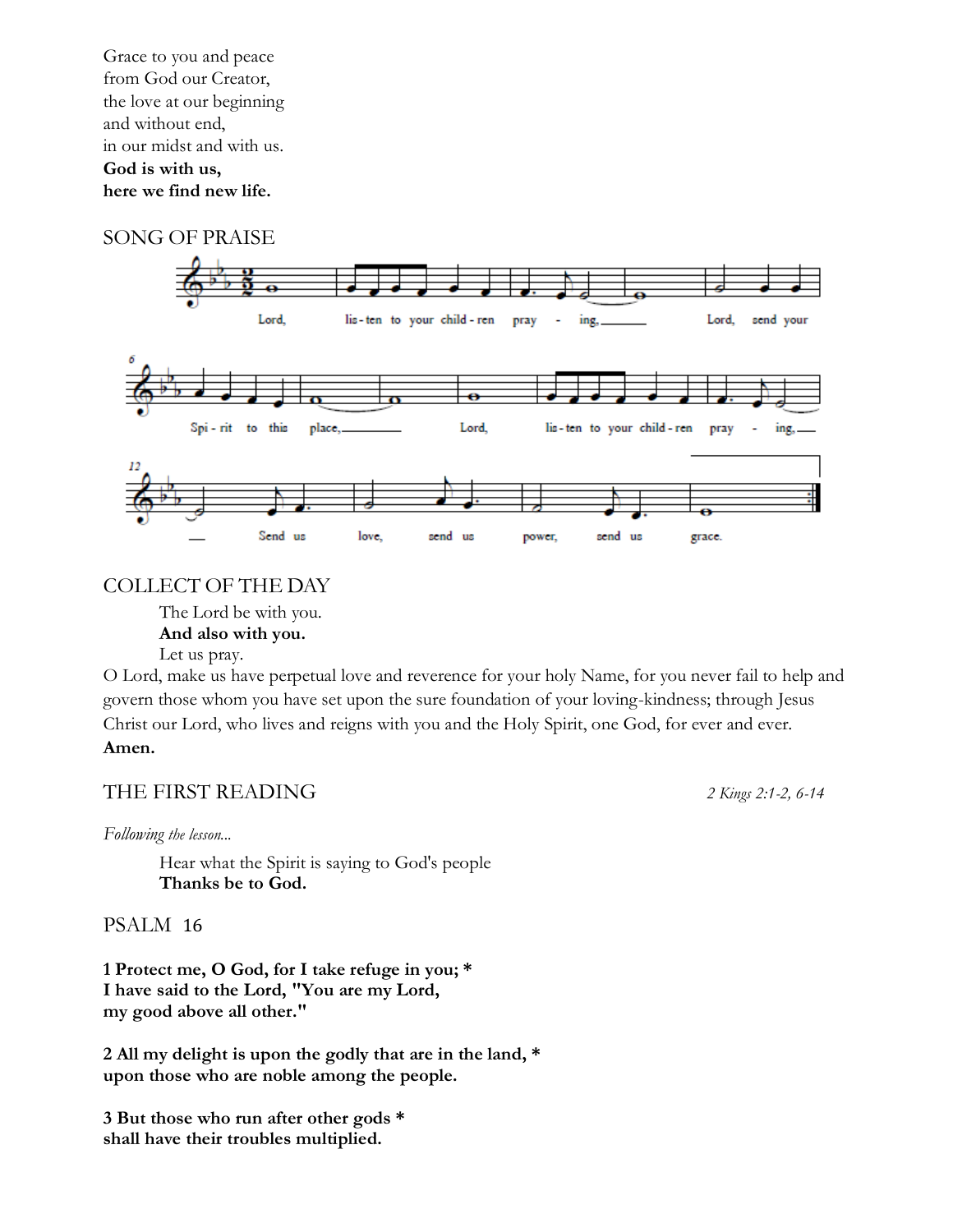Grace to you and peace
from God our Creator,
the love at our beginning
and without end,
in our midst and with us.
**God is with us,**
**here we find new life.**

## SONG OF PRAISE

Lord, listen to your children praying, Lord, send your Spirit to this place, Lord, listen to your children praying, Send us love, send us power, send us grace.

## COLLECT OF THE DAY

The Lord be with you.
**And also with you.**
Let us pray.

O Lord, make us have perpetual love and reverence for your holy Name, for you never fail to help and govern those whom you have set upon the sure foundation of your loving-kindness; through Jesus Christ our Lord, who lives and reigns with you and the Holy Spirit, one God, for ever and ever. **Amen.**

## THE FIRST READING

*2 Kings 2:1-2, 6-14*

*Following the lesson...*

Hear what the Spirit is saying to God's people
**Thanks be to God.**

## PSALM 16

**1 Protect me, O God, for I take refuge in you; ***
**I have said to the Lord, "You are my Lord,**
**my good above all other."**

**2 All my delight is upon the godly that are in the land, ***
**upon those who are noble among the people.**

**3 But those who run after other gods ***
**shall have their troubles multiplied.**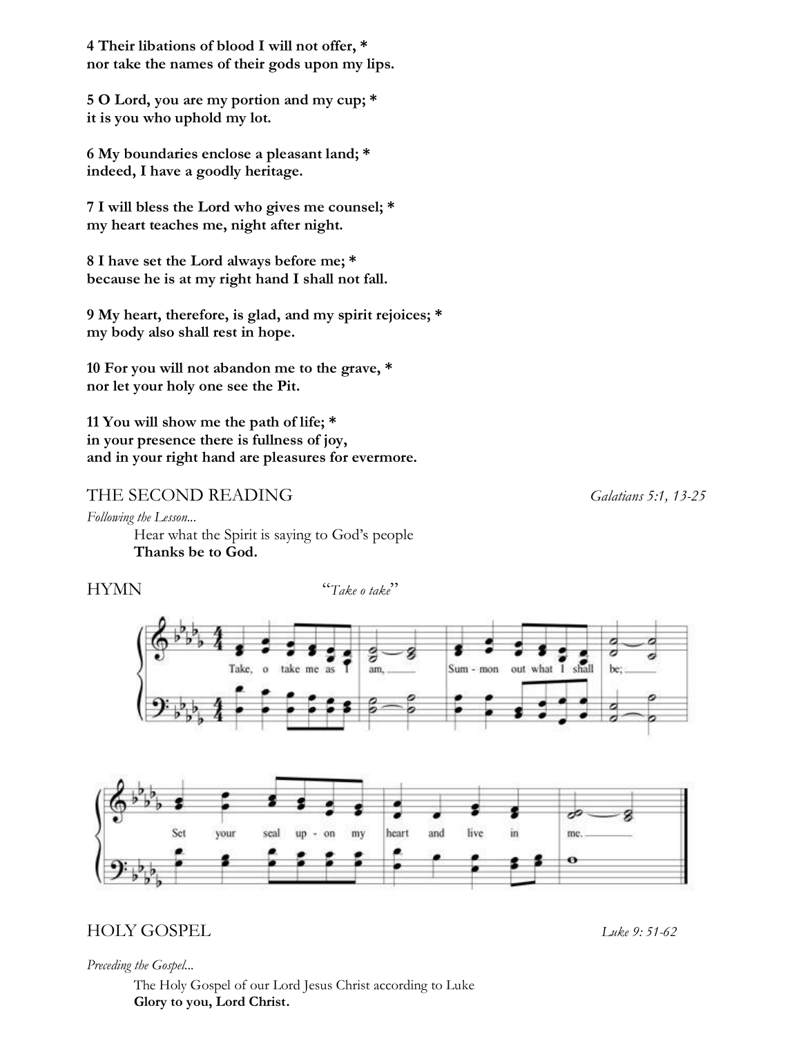**4 Their libations of blood I will not offer, \***
**nor take the names of their gods upon my lips.**

**5 O Lord, you are my portion and my cup; \***
**it is you who uphold my lot.**

**6 My boundaries enclose a pleasant land; \***
**indeed, I have a goodly heritage.**

**7 I will bless the Lord who gives me counsel; \***
**my heart teaches me, night after night.**

**8 I have set the Lord always before me; \***
**because he is at my right hand I shall not fall.**

**9 My heart, therefore, is glad, and my spirit rejoices; \***
**my body also shall rest in hope.**

**10 For you will not abandon me to the grave, \***
**nor let your holy one see the Pit.**

**11 You will show me the path of life; \***
**in your presence there is fullness of joy,**
**and in your right hand are pleasures for evermore.**

## THE SECOND READING *Galatians 5:1, 13-25*

*Following the Lesson...*

Hear what the Spirit is saying to God's people
**Thanks be to God.**

## HYMN *"Take o take"*

Take, o take me as I am,
Summon out what I shall be;
Set your seal upon my heart and live in me.

## HOLY GOSPEL *Luke 9: 51-62*

*Preceding the Gospel...*

The Holy Gospel of our Lord Jesus Christ according to Luke
**Glory to you, Lord Christ.**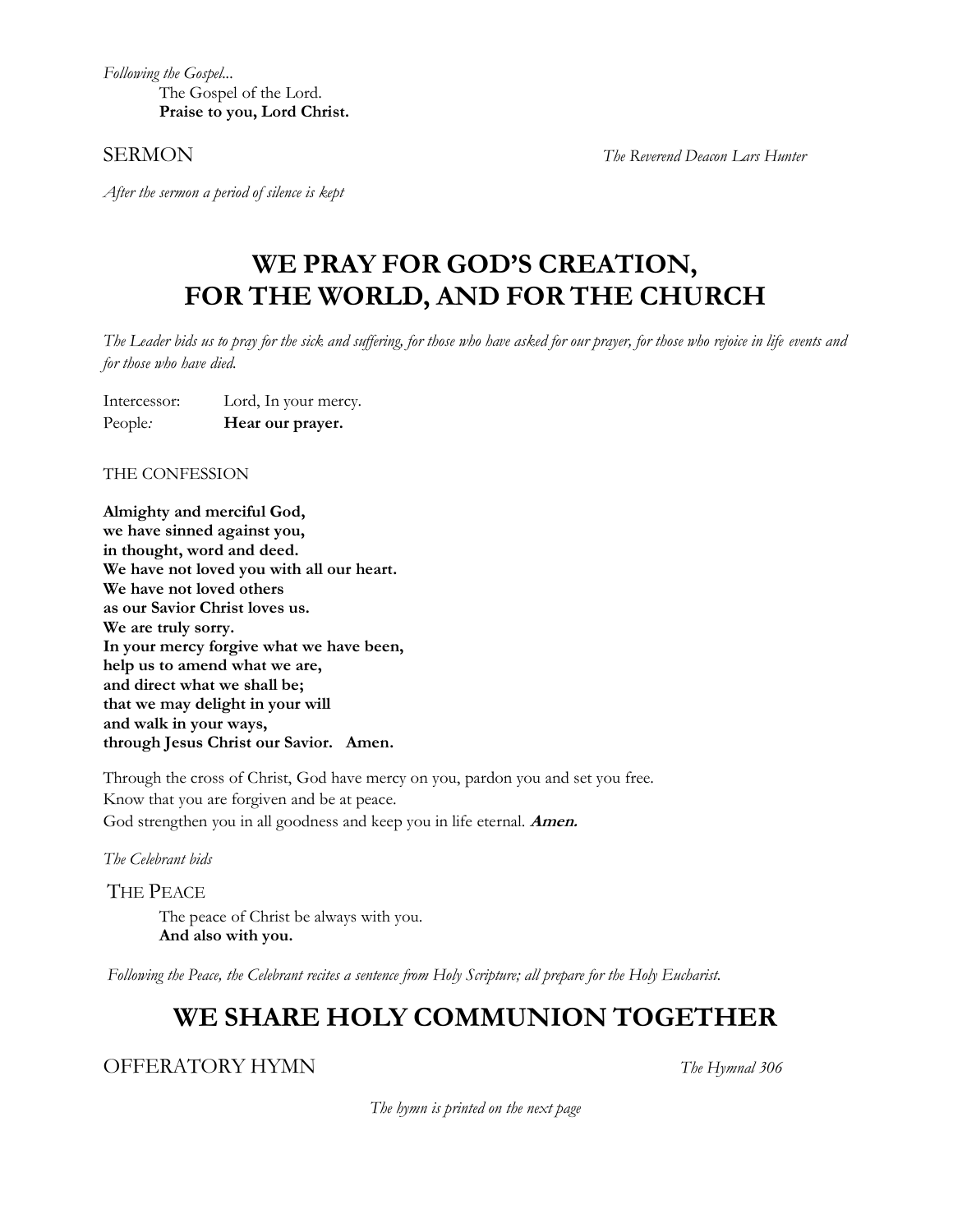*Following the Gospel...*

The Gospel of the Lord.
**Praise to you, Lord Christ.**

SERMON *The Reverend Deacon Lars Hunter*

*After the sermon a period of silence is kept*

# WE PRAY FOR GOD'S CREATION, FOR THE WORLD, AND FOR THE CHURCH

*The Leader bids us to pray for the sick and suffering, for those who have asked for our prayer, for those who rejoice in life events and for those who have died.*

Intercessor: Lord, In your mercy.
People*:* **Hear our prayer.**

THE CONFESSION

**Almighty and merciful God,**
**we have sinned against you,**
**in thought, word and deed.**
**We have not loved you with all our heart.**
**We have not loved others**
**as our Savior Christ loves us.**
**We are truly sorry.**
**In your mercy forgive what we have been,**
**help us to amend what we are,**
**and direct what we shall be;**
**that we may delight in your will**
**and walk in your ways,**
**through Jesus Christ our Savior. Amen.**

Through the cross of Christ, God have mercy on you, pardon you and set you free.
Know that you are forgiven and be at peace.
God strengthen you in all goodness and keep you in life eternal. ***Amen.***

*The Celebrant bids*

THE PEACE

The peace of Christ be always with you.
**And also with you.**

*Following the Peace, the Celebrant recites a sentence from Holy Scripture; all prepare for the Holy Eucharist.*

# WE SHARE HOLY COMMUNION TOGETHER

## OFFERATORY HYMN *The Hymnal 306*

*The hymn is printed on the next page*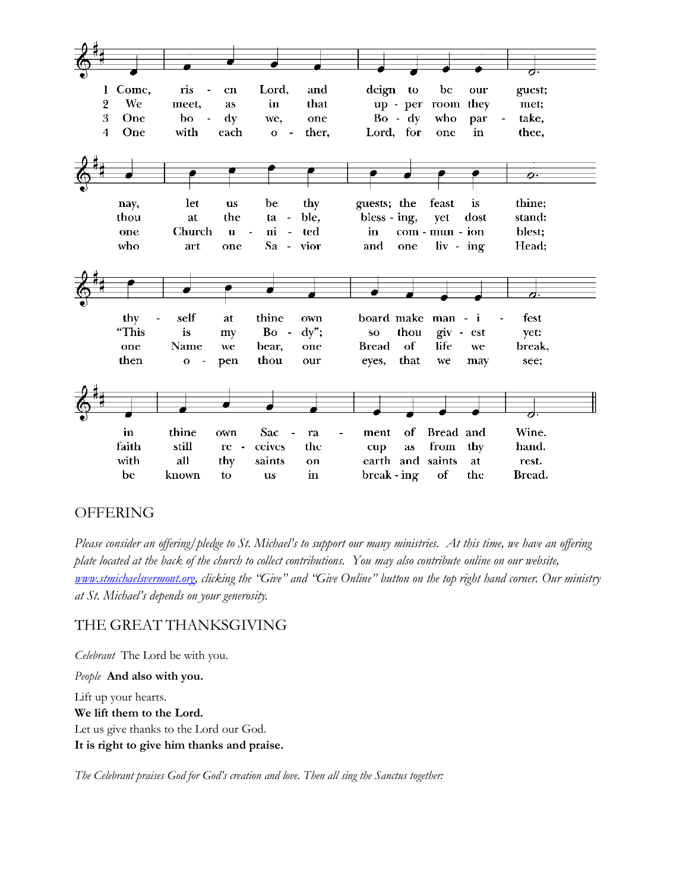1 Come, risen Lord, and deign to be our guest;
nay, let us be thy guests; the feast is thine;
thyself at thine own board make manifest
in thine own Sacrament of Bread and Wine.

2 We meet, as in that upper room they met;
thou at the table, blessing, yet dost stand:
"This is my Body"; so thou givest yet:
faith still receives the cup as from thy hand.

3 One body we, one Body who partake,
one Church united in communion blest;
one Name we bear, one Bread of life we break,
with all thy saints on earth and saints at rest.

4 One with each other, Lord, for one in thee,
who art one Savior and one living Head;
then open thou our eyes, that we may see;
be known to us in breaking of the Bread.

## OFFERING

*Please consider an offering/pledge to St. Michael's to support our many ministries. At this time, we have an offering plate located at the back of the church to collect contributions. You may also contribute online on our website, [www.stmichaelsvermont.org](http://www.stmichaelsvermont.org), clicking the "Give" and "Give Online" button on the top right hand corner. Our ministry at St. Michael's depends on your generosity.*

## THE GREAT THANKSGIVING

*Celebrant* The Lord be with you.

*People* **And also with you.**

Lift up your hearts.
**We lift them to the Lord.**
Let us give thanks to the Lord our God.
**It is right to give him thanks and praise.**

*The Celebrant praises God for God's creation and love. Then all sing the Sanctus together:*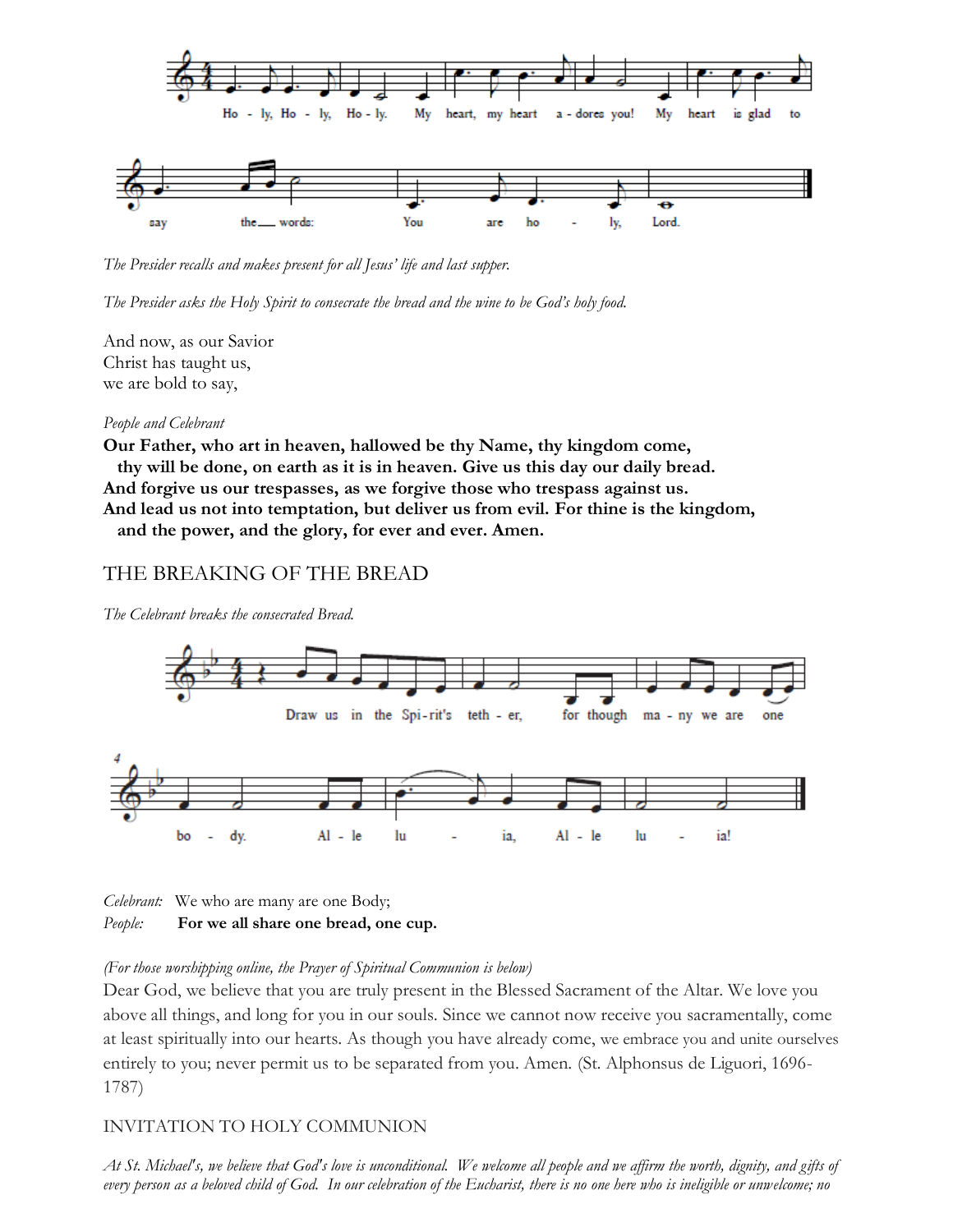Ho - ly, Ho - ly, Ho - ly. My heart, my heart a - dores you! My heart is glad to say the ___ words: You are ho - ly, Lord.

*The Presider recalls and makes present for all Jesus' life and last supper.*

*The Presider asks the Holy Spirit to consecrate the bread and the wine to be God's holy food.*

And now, as our Savior
Christ has taught us,
we are bold to say,

*People and Celebrant*

**Our Father, who art in heaven, hallowed be thy Name, thy kingdom come,
thy will be done, on earth as it is in heaven. Give us this day our daily bread.
And forgive us our trespasses, as we forgive those who trespass against us.
And lead us not into temptation, but deliver us from evil. For thine is the kingdom,
and the power, and the glory, for ever and ever. Amen.**

## THE BREAKING OF THE BREAD

*The Celebrant breaks the consecrated Bread.*

Draw us in the Spi-rit's teth - er, for though ma - ny we are one bo - dy. Al - le lu - ia, Al - le lu - ia!

*Celebrant:* We who are many are one Body;
*People:* **For we all share one bread, one cup.**

*(For those worshipping online, the Prayer of Spiritual Communion is below)*

Dear God, we believe that you are truly present in the Blessed Sacrament of the Altar. We love you above all things, and long for you in our souls. Since we cannot now receive you sacramentally, come at least spiritually into our hearts. As though you have already come, we embrace you and unite ourselves entirely to you; never permit us to be separated from you. Amen. (St. Alphonsus de Liguori, 1696-1787)

## INVITATION TO HOLY COMMUNION

*At St. Michael's, we believe that God's love is unconditional. We welcome all people and we affirm the worth, dignity, and gifts of every person as a beloved child of God. In our celebration of the Eucharist, there is no one here who is ineligible or unwelcome; no*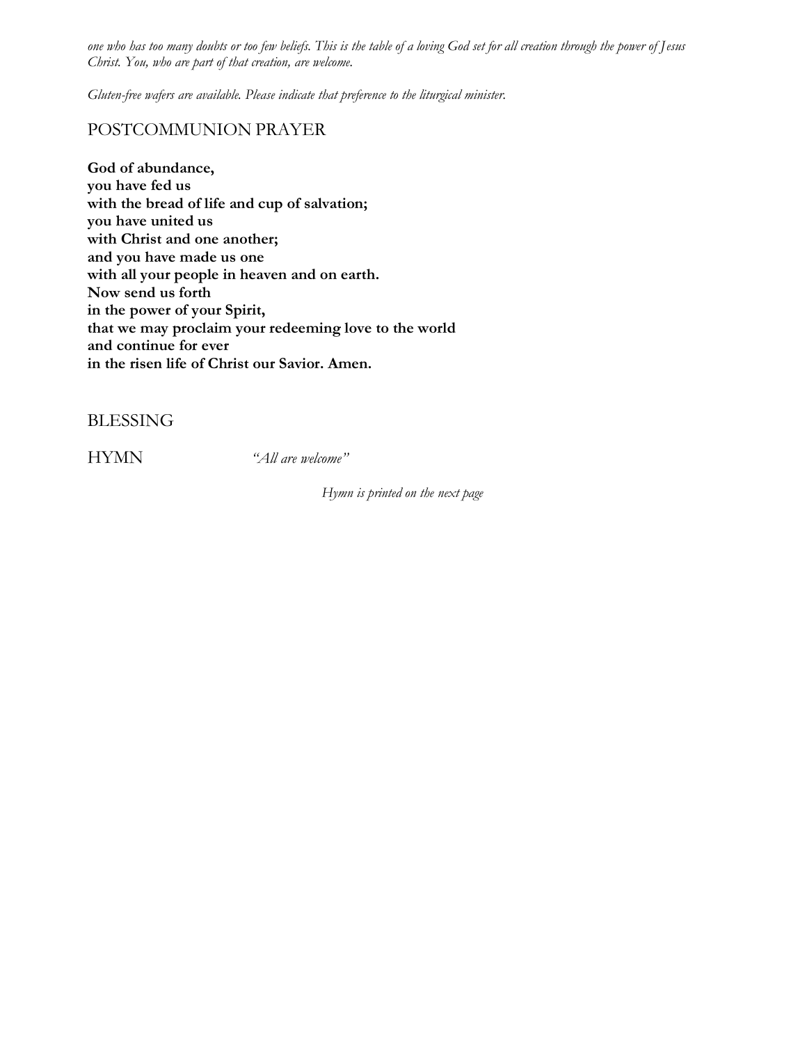*one who has too many doubts or too few beliefs. This is the table of a loving God set for all creation through the power of Jesus Christ. You, who are part of that creation, are welcome.*

*Gluten-free wafers are available. Please indicate that preference to the liturgical minister.*

## POSTCOMMUNION PRAYER

**God of abundance,**
**you have fed us**
**with the bread of life and cup of salvation;**
**you have united us**
**with Christ and one another;**
**and you have made us one**
**with all your people in heaven and on earth.**
**Now send us forth**
**in the power of your Spirit,**
**that we may proclaim your redeeming love to the world**
**and continue for ever**
**in the risen life of Christ our Savior. Amen.**

## BLESSING

## HYMN *"All are welcome"*

*Hymn is printed on the next page*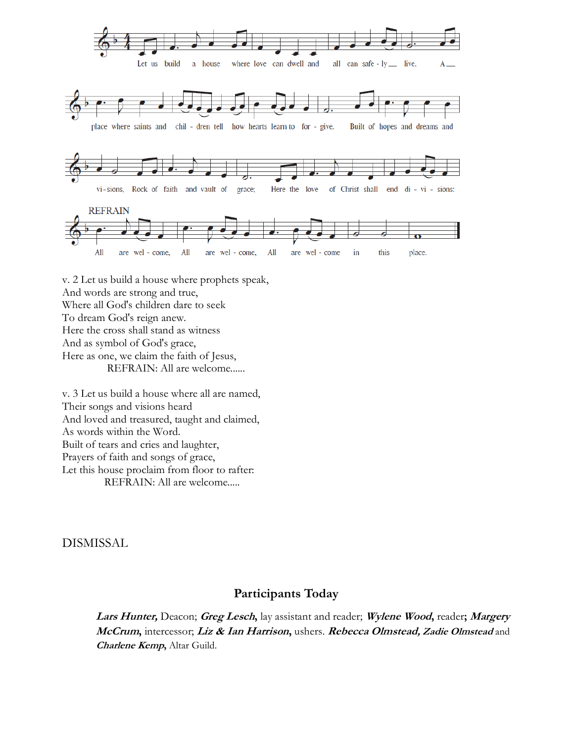Let us build a house where love can dwell and all can safe - ly live. A place where saints and chil - dren tell how hearts learn to for - give. Built of hopes and dreams and vi - sions, Rock of faith and vault of grace; Here the love of Christ shall end di - vi - sions:

REFRAIN

All are wel - come, All are wel - come, All are wel - come in this place.

v. 2 Let us build a house where prophets speak,
And words are strong and true,
Where all God's children dare to seek
To dream God's reign anew.
Here the cross shall stand as witness
And as symbol of God's grace,
Here as one, we claim the faith of Jesus,
REFRAIN: All are welcome......

v. 3 Let us build a house where all are named,
Their songs and visions heard
And loved and treasured, taught and claimed,
As words within the Word.
Built of tears and cries and laughter,
Prayers of faith and songs of grace,
Let this house proclaim from floor to rafter:
REFRAIN: All are welcome.....

DISMISSAL

## Participants Today

***Lars Hunter,*** Deacon; ***Greg Lesch,*** lay assistant and reader; ***Wylene Wood,*** reader; ***Margery McCrum,*** intercessor; ***Liz & Ian Harrison,*** ushers. ***Rebecca Olmstead, Zadie Olmstead*** and ***Charlene Kemp,*** Altar Guild.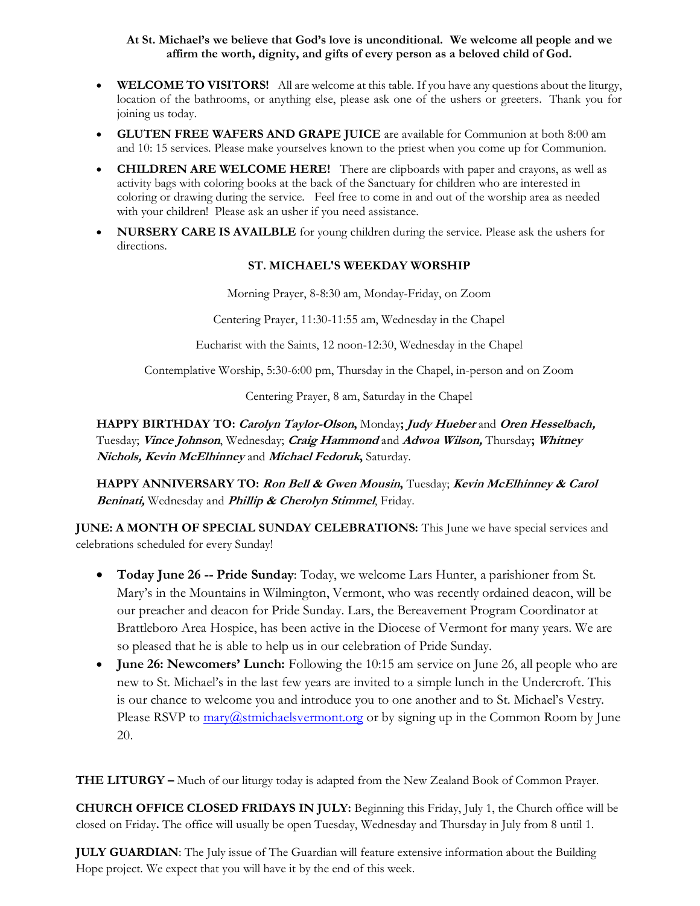**At St. Michael's we believe that God's love is unconditional. We welcome all people and we affirm the worth, dignity, and gifts of every person as a beloved child of God.**

- **WELCOME TO VISITORS!** All are welcome at this table. If you have any questions about the liturgy, location of the bathrooms, or anything else, please ask one of the ushers or greeters. Thank you for joining us today.
- **GLUTEN FREE WAFERS AND GRAPE JUICE** are available for Communion at both 8:00 am and 10: 15 services. Please make yourselves known to the priest when you come up for Communion.
- **CHILDREN ARE WELCOME HERE!** There are clipboards with paper and crayons, as well as activity bags with coloring books at the back of the Sanctuary for children who are interested in coloring or drawing during the service. Feel free to come in and out of the worship area as needed with your children! Please ask an usher if you need assistance.
- **NURSERY CARE IS AVAILBLE** for young children during the service. Please ask the ushers for directions.

**ST. MICHAEL'S WEEKDAY WORSHIP**

Morning Prayer, 8-8:30 am, Monday-Friday, on Zoom

Centering Prayer, 11:30-11:55 am, Wednesday in the Chapel

Eucharist with the Saints, 12 noon-12:30, Wednesday in the Chapel

Contemplative Worship, 5:30-6:00 pm, Thursday in the Chapel, in-person and on Zoom

Centering Prayer, 8 am, Saturday in the Chapel

**HAPPY BIRTHDAY TO:** ***Carolyn Taylor-Olson,*** Monday**;** ***Judy Hueber*** and ***Oren Hesselbach,*** Tuesday; ***Vince Johnson***, Wednesday; ***Craig Hammond*** and ***Adwoa Wilson,*** Thursday**;** ***Whitney Nichols, Kevin McElhinney*** and ***Michael Fedoruk***, Saturday.

**HAPPY ANNIVERSARY TO:** ***Ron Bell & Gwen Mousin***, Tuesday; ***Kevin McElhinney & Carol Beninati,*** Wednesday and ***Phillip & Cherolyn Stimmel***, Friday.

**JUNE: A MONTH OF SPECIAL SUNDAY CELEBRATIONS:** This June we have special services and celebrations scheduled for every Sunday!

- **Today June 26 -- Pride Sunday**: Today, we welcome Lars Hunter, a parishioner from St. Mary's in the Mountains in Wilmington, Vermont, who was recently ordained deacon, will be our preacher and deacon for Pride Sunday. Lars, the Bereavement Program Coordinator at Brattleboro Area Hospice, has been active in the Diocese of Vermont for many years. We are so pleased that he is able to help us in our celebration of Pride Sunday.
- **June 26: Newcomers' Lunch:** Following the 10:15 am service on June 26, all people who are new to St. Michael's in the last few years are invited to a simple lunch in the Undercroft. This is our chance to welcome you and introduce you to one another and to St. Michael's Vestry. Please RSVP to mary@stmichaelsvermont.org or by signing up in the Common Room by June 20.

**THE LITURGY –** Much of our liturgy today is adapted from the New Zealand Book of Common Prayer.

**CHURCH OFFICE CLOSED FRIDAYS IN JULY:** Beginning this Friday, July 1, the Church office will be closed on Friday**.** The office will usually be open Tuesday, Wednesday and Thursday in July from 8 until 1.

**JULY GUARDIAN**: The July issue of The Guardian will feature extensive information about the Building Hope project. We expect that you will have it by the end of this week.